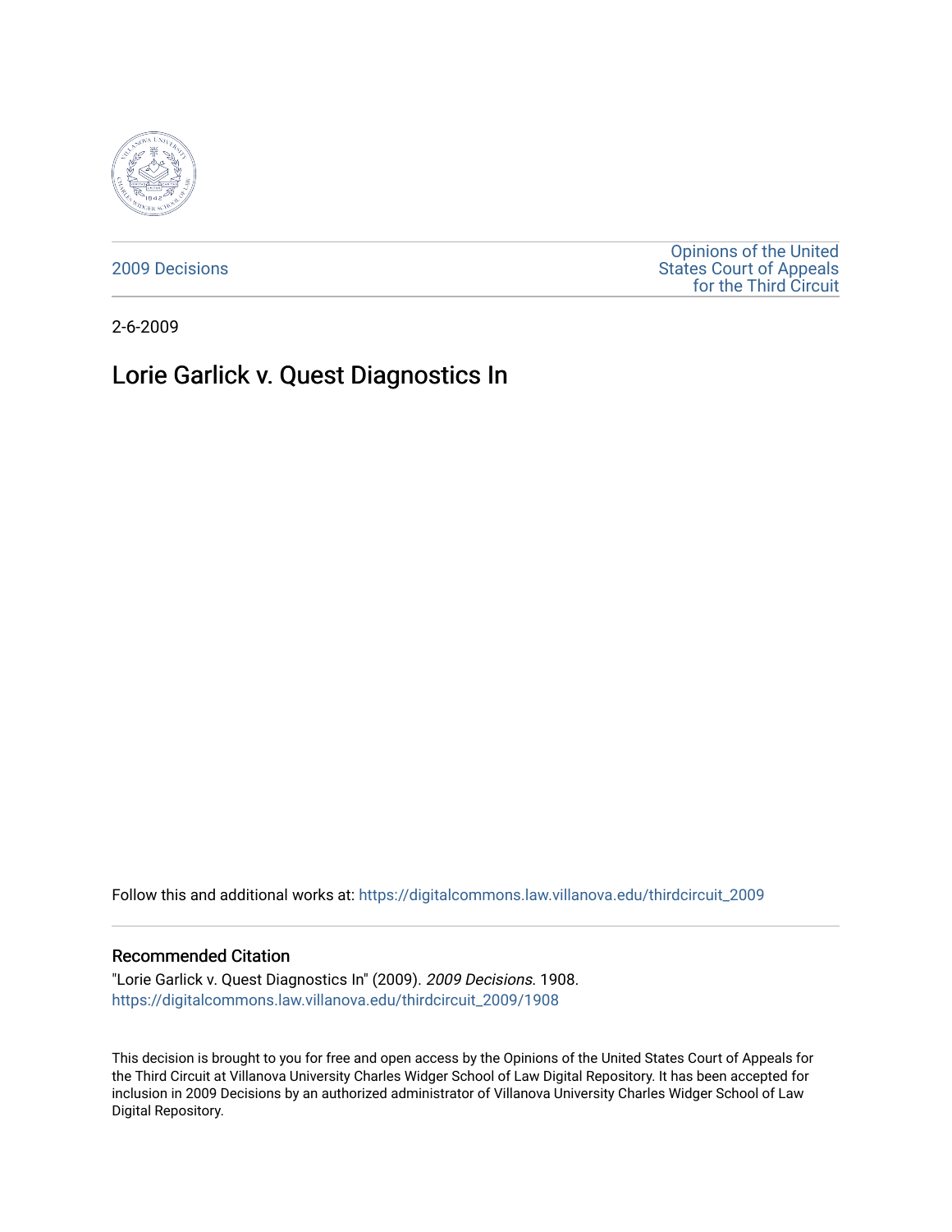2009 Decisions

Opinions of the United States Court of Appeals for the Third Circuit

2-6-2009

# Lorie Garlick v. Quest Diagnostics In

Follow this and additional works at: https://digitalcommons.law.villanova.edu/thirdcircuit_2009

## Recommended Citation

"Lorie Garlick v. Quest Diagnostics In" (2009). *2009 Decisions*. 1908.
https://digitalcommons.law.villanova.edu/thirdcircuit_2009/1908

This decision is brought to you for free and open access by the Opinions of the United States Court of Appeals for the Third Circuit at Villanova University Charles Widger School of Law Digital Repository. It has been accepted for inclusion in 2009 Decisions by an authorized administrator of Villanova University Charles Widger School of Law Digital Repository.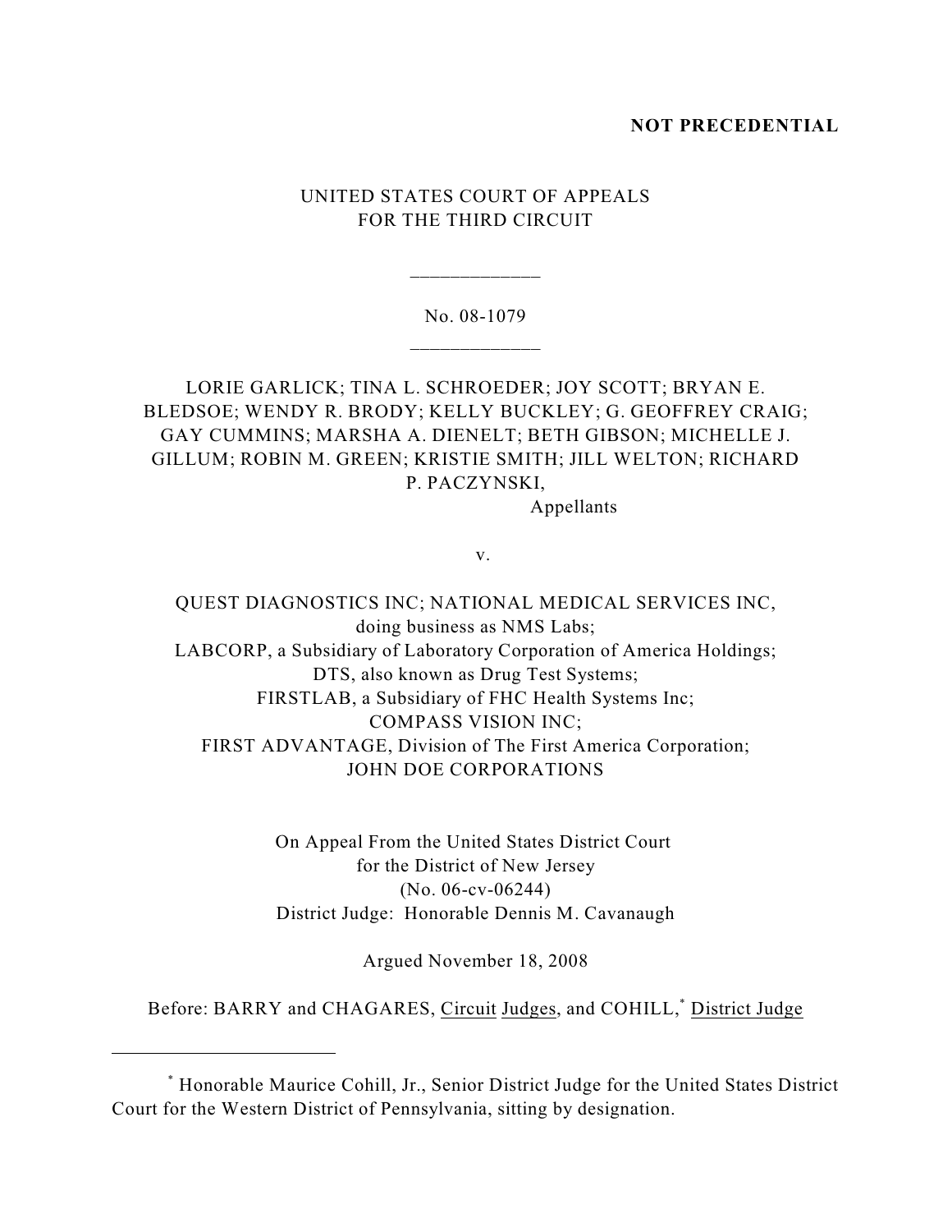**NOT PRECEDENTIAL**

UNITED STATES COURT OF APPEALS
FOR THE THIRD CIRCUIT

\_\_\_\_\_\_\_\_\_\_\_\_\_

No. 08-1079

\_\_\_\_\_\_\_\_\_\_\_\_\_

LORIE GARLICK; TINA L. SCHROEDER; JOY SCOTT; BRYAN E. BLEDSOE; WENDY R. BRODY; KELLY BUCKLEY; G. GEOFFREY CRAIG; GAY CUMMINS; MARSHA A. DIENELT; BETH GIBSON; MICHELLE J. GILLUM; ROBIN M. GREEN; KRISTIE SMITH; JILL WELTON; RICHARD P. PACZYNSKI,

Appellants

v.

QUEST DIAGNOSTICS INC; NATIONAL MEDICAL SERVICES INC, doing business as NMS Labs;
LABCORP, a Subsidiary of Laboratory Corporation of America Holdings;
DTS, also known as Drug Test Systems;
FIRSTLAB, a Subsidiary of FHC Health Systems Inc;
COMPASS VISION INC;
FIRST ADVANTAGE, Division of The First America Corporation;
JOHN DOE CORPORATIONS

On Appeal From the United States District Court
for the District of New Jersey
(No. 06-cv-06244)
District Judge: Honorable Dennis M. Cavanaugh

Argued November 18, 2008

Before: BARRY and CHAGARES, Circuit Judges, and COHILL,* District Judge

---

* Honorable Maurice Cohill, Jr., Senior District Judge for the United States District Court for the Western District of Pennsylvania, sitting by designation.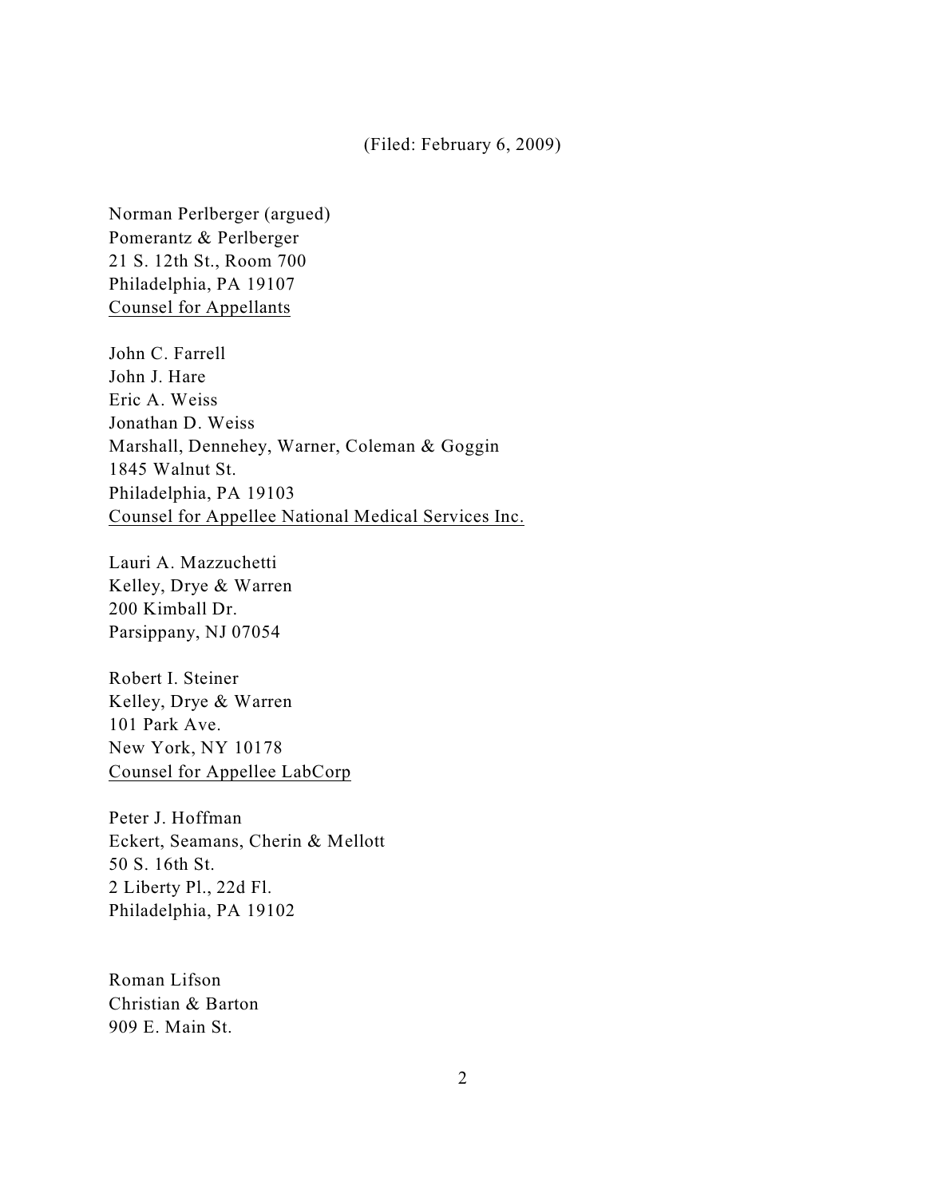(Filed: February 6, 2009)

Norman Perlberger (argued)
Pomerantz & Perlberger
21 S. 12th St., Room 700
Philadelphia, PA 19107
Counsel for Appellants

John C. Farrell
John J. Hare
Eric A. Weiss
Jonathan D. Weiss
Marshall, Dennehey, Warner, Coleman & Goggin
1845 Walnut St.
Philadelphia, PA 19103
Counsel for Appellee National Medical Services Inc.

Lauri A. Mazzuchetti
Kelley, Drye & Warren
200 Kimball Dr.
Parsippany, NJ 07054

Robert I. Steiner
Kelley, Drye & Warren
101 Park Ave.
New York, NY 10178
Counsel for Appellee LabCorp

Peter J. Hoffman
Eckert, Seamans, Cherin & Mellott
50 S. 16th St.
2 Liberty Pl., 22d Fl.
Philadelphia, PA 19102

Roman Lifson
Christian & Barton
909 E. Main St.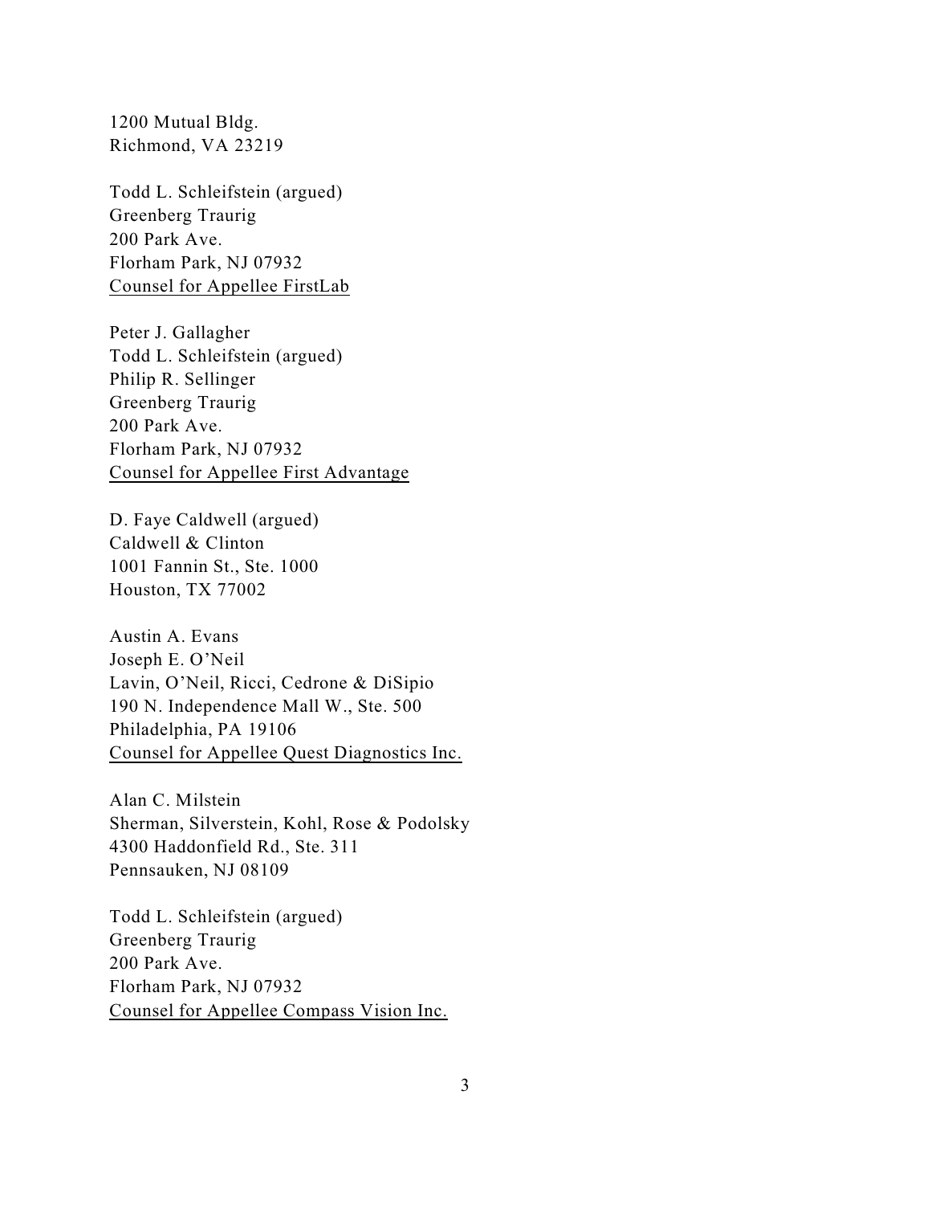1200 Mutual Bldg.
Richmond, VA 23219

Todd L. Schleifstein (argued)
Greenberg Traurig
200 Park Ave.
Florham Park, NJ 07932
<u>Counsel for Appellee FirstLab</u>

Peter J. Gallagher
Todd L. Schleifstein (argued)
Philip R. Sellinger
Greenberg Traurig
200 Park Ave.
Florham Park, NJ 07932
<u>Counsel for Appellee First Advantage</u>

D. Faye Caldwell (argued)
Caldwell & Clinton
1001 Fannin St., Ste. 1000
Houston, TX 77002

Austin A. Evans
Joseph E. O'Neil
Lavin, O'Neil, Ricci, Cedrone & DiSipio
190 N. Independence Mall W., Ste. 500
Philadelphia, PA 19106
<u>Counsel for Appellee Quest Diagnostics Inc.</u>

Alan C. Milstein
Sherman, Silverstein, Kohl, Rose & Podolsky
4300 Haddonfield Rd., Ste. 311
Pennsauken, NJ 08109

Todd L. Schleifstein (argued)
Greenberg Traurig
200 Park Ave.
Florham Park, NJ 07932
<u>Counsel for Appellee Compass Vision Inc.</u>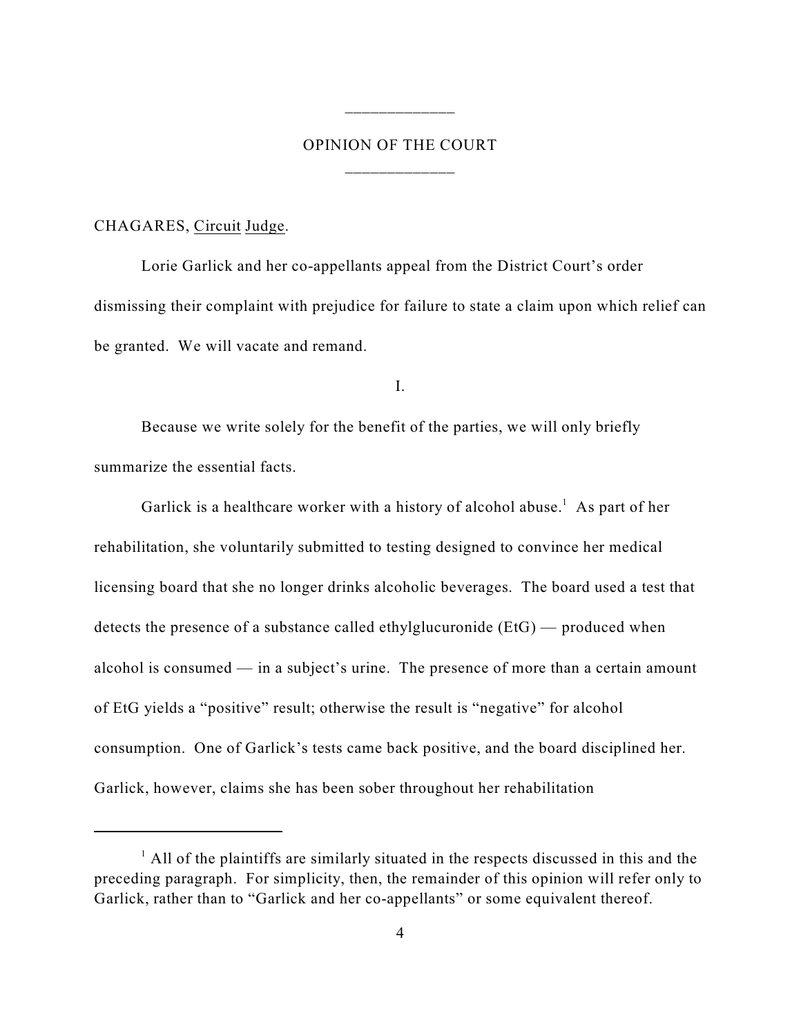OPINION OF THE COURT

CHAGARES, Circuit Judge.

Lorie Garlick and her co-appellants appeal from the District Court's order dismissing their complaint with prejudice for failure to state a claim upon which relief can be granted. We will vacate and remand.

I.

Because we write solely for the benefit of the parties, we will only briefly summarize the essential facts.

Garlick is a healthcare worker with a history of alcohol abuse.[1] As part of her rehabilitation, she voluntarily submitted to testing designed to convince her medical licensing board that she no longer drinks alcoholic beverages. The board used a test that detects the presence of a substance called ethylglucuronide (EtG) — produced when alcohol is consumed — in a subject's urine. The presence of more than a certain amount of EtG yields a "positive" result; otherwise the result is "negative" for alcohol consumption. One of Garlick's tests came back positive, and the board disciplined her. Garlick, however, claims she has been sober throughout her rehabilitation

---

[1] All of the plaintiffs are similarly situated in the respects discussed in this and the preceding paragraph. For simplicity, then, the remainder of this opinion will refer only to Garlick, rather than to "Garlick and her co-appellants" or some equivalent thereof.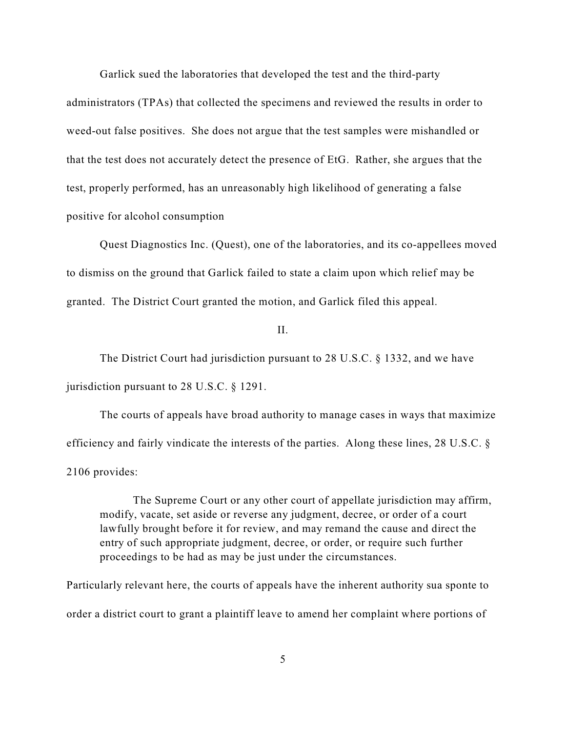Garlick sued the laboratories that developed the test and the third-party administrators (TPAs) that collected the specimens and reviewed the results in order to weed-out false positives. She does not argue that the test samples were mishandled or that the test does not accurately detect the presence of EtG. Rather, she argues that the test, properly performed, has an unreasonably high likelihood of generating a false positive for alcohol consumption

Quest Diagnostics Inc. (Quest), one of the laboratories, and its co-appellees moved to dismiss on the ground that Garlick failed to state a claim upon which relief may be granted. The District Court granted the motion, and Garlick filed this appeal.

## II.

The District Court had jurisdiction pursuant to 28 U.S.C. § 1332, and we have jurisdiction pursuant to 28 U.S.C. § 1291.

The courts of appeals have broad authority to manage cases in ways that maximize efficiency and fairly vindicate the interests of the parties. Along these lines, 28 U.S.C. § 2106 provides:

> The Supreme Court or any other court of appellate jurisdiction may affirm, modify, vacate, set aside or reverse any judgment, decree, or order of a court lawfully brought before it for review, and may remand the cause and direct the entry of such appropriate judgment, decree, or order, or require such further proceedings to be had as may be just under the circumstances.

Particularly relevant here, the courts of appeals have the inherent authority sua sponte to order a district court to grant a plaintiff leave to amend her complaint where portions of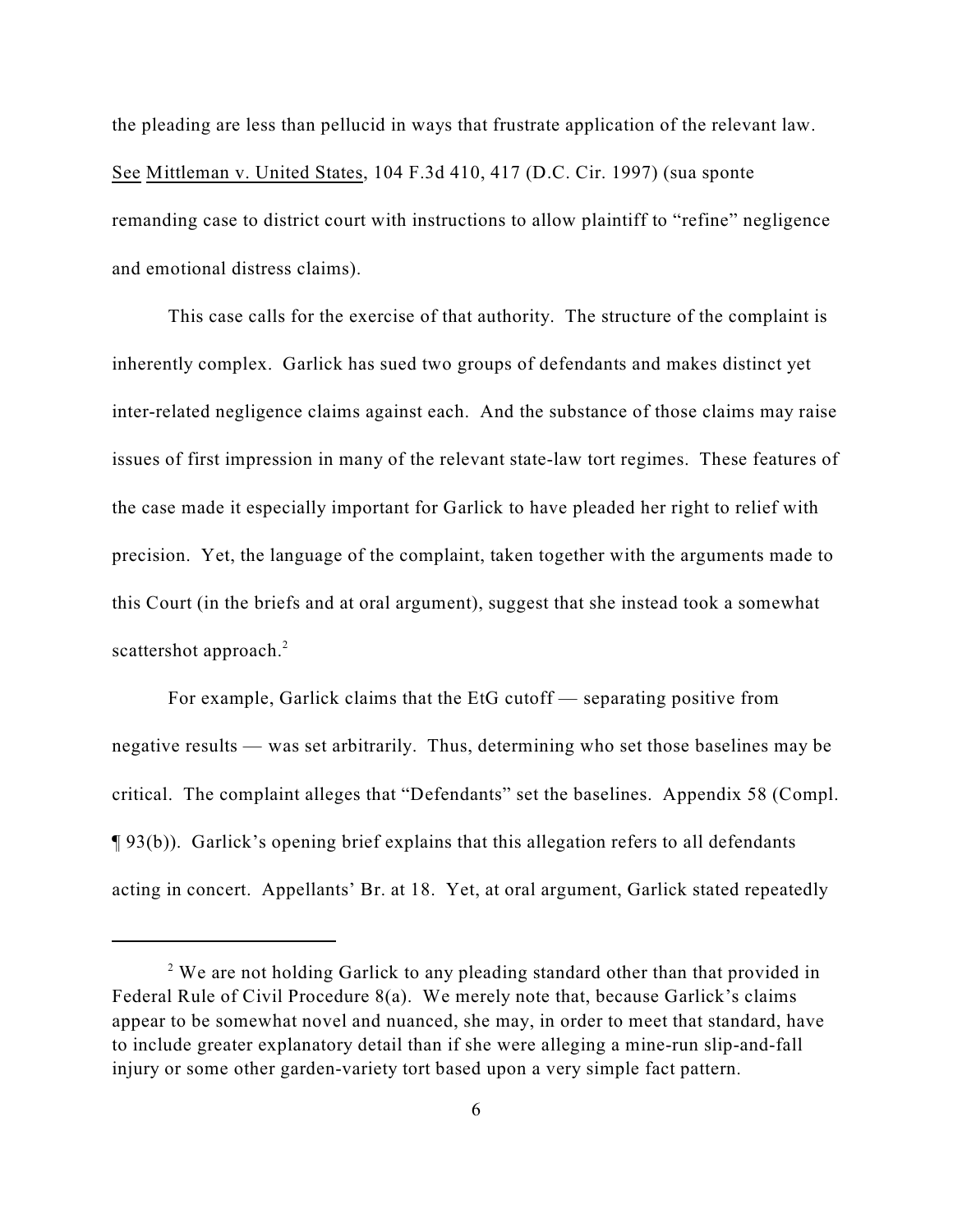the pleading are less than pellucid in ways that frustrate application of the relevant law. See Mittleman v. United States, 104 F.3d 410, 417 (D.C. Cir. 1997) (sua sponte remanding case to district court with instructions to allow plaintiff to "refine" negligence and emotional distress claims).

This case calls for the exercise of that authority. The structure of the complaint is inherently complex. Garlick has sued two groups of defendants and makes distinct yet inter-related negligence claims against each. And the substance of those claims may raise issues of first impression in many of the relevant state-law tort regimes. These features of the case made it especially important for Garlick to have pleaded her right to relief with precision. Yet, the language of the complaint, taken together with the arguments made to this Court (in the briefs and at oral argument), suggest that she instead took a somewhat scattershot approach.[2]

For example, Garlick claims that the EtG cutoff — separating positive from negative results — was set arbitrarily. Thus, determining who set those baselines may be critical. The complaint alleges that "Defendants" set the baselines. Appendix 58 (Compl. ¶ 93(b)). Garlick's opening brief explains that this allegation refers to all defendants acting in concert. Appellants' Br. at 18. Yet, at oral argument, Garlick stated repeatedly

---

[2] We are not holding Garlick to any pleading standard other than that provided in Federal Rule of Civil Procedure 8(a). We merely note that, because Garlick's claims appear to be somewhat novel and nuanced, she may, in order to meet that standard, have to include greater explanatory detail than if she were alleging a mine-run slip-and-fall injury or some other garden-variety tort based upon a very simple fact pattern.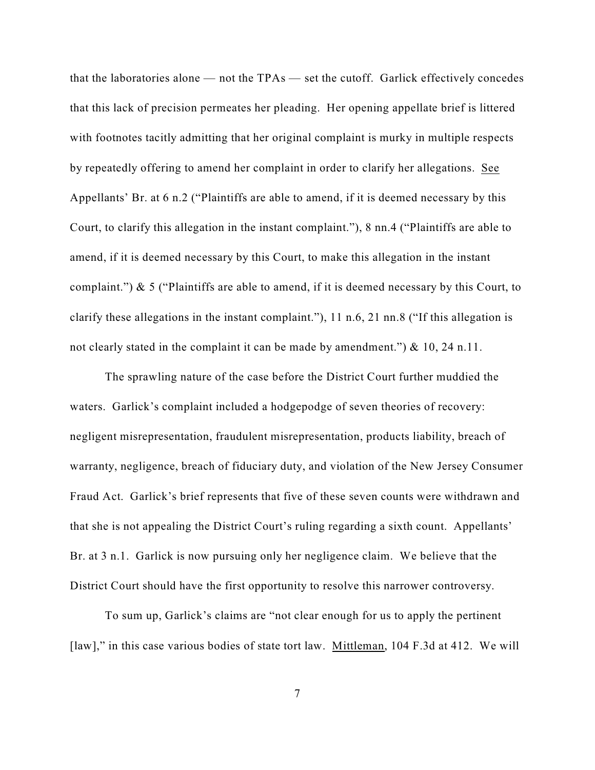that the laboratories alone — not the TPAs — set the cutoff. Garlick effectively concedes that this lack of precision permeates her pleading. Her opening appellate brief is littered with footnotes tacitly admitting that her original complaint is murky in multiple respects by repeatedly offering to amend her complaint in order to clarify her allegations. See Appellants' Br. at 6 n.2 ("Plaintiffs are able to amend, if it is deemed necessary by this Court, to clarify this allegation in the instant complaint."), 8 nn.4 ("Plaintiffs are able to amend, if it is deemed necessary by this Court, to make this allegation in the instant complaint.") & 5 ("Plaintiffs are able to amend, if it is deemed necessary by this Court, to clarify these allegations in the instant complaint."), 11 n.6, 21 nn.8 ("If this allegation is not clearly stated in the complaint it can be made by amendment.") & 10, 24 n.11.

The sprawling nature of the case before the District Court further muddied the waters. Garlick's complaint included a hodgepodge of seven theories of recovery: negligent misrepresentation, fraudulent misrepresentation, products liability, breach of warranty, negligence, breach of fiduciary duty, and violation of the New Jersey Consumer Fraud Act. Garlick's brief represents that five of these seven counts were withdrawn and that she is not appealing the District Court's ruling regarding a sixth count. Appellants' Br. at 3 n.1. Garlick is now pursuing only her negligence claim. We believe that the District Court should have the first opportunity to resolve this narrower controversy.

To sum up, Garlick's claims are "not clear enough for us to apply the pertinent [law]," in this case various bodies of state tort law. Mittleman, 104 F.3d at 412. We will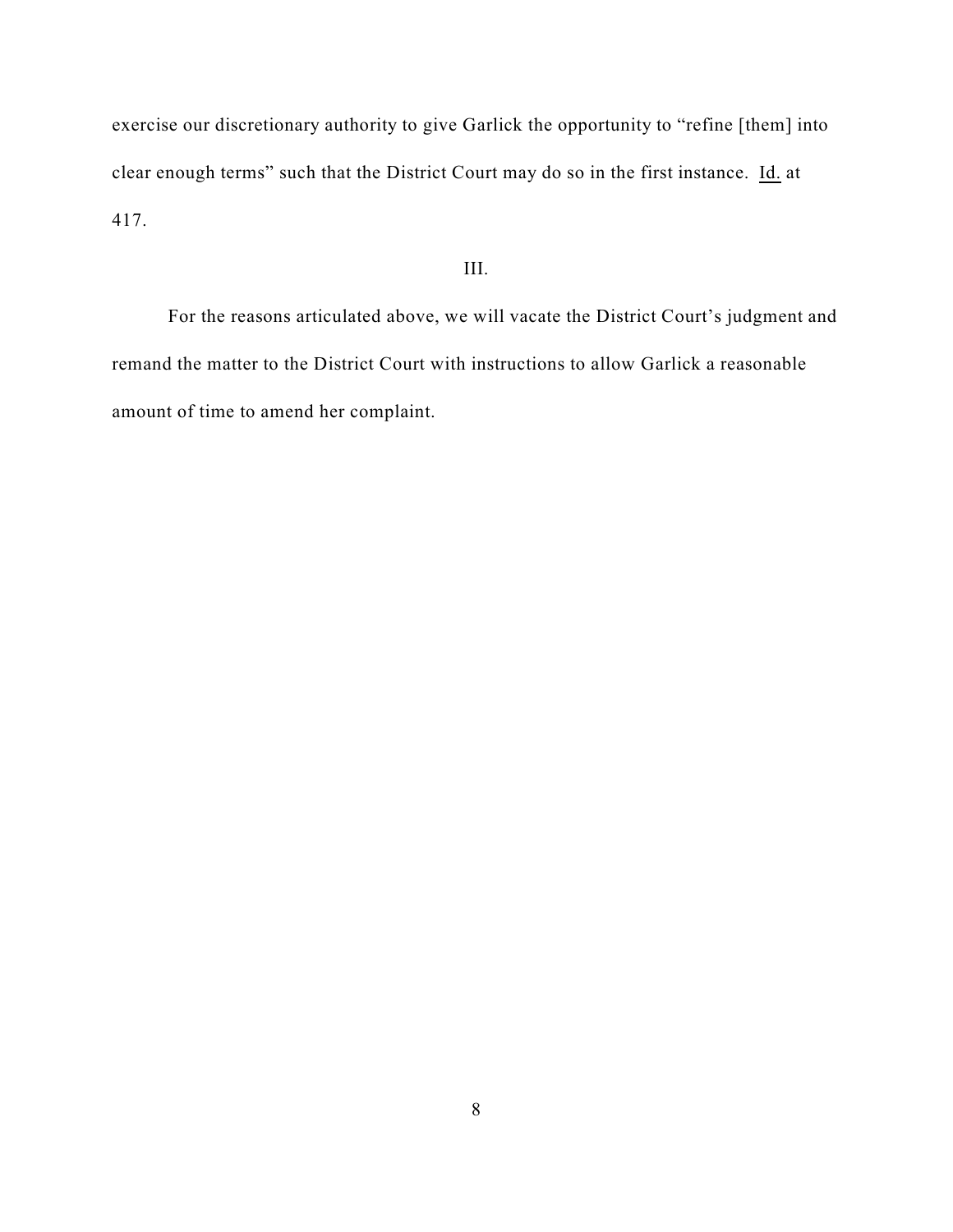exercise our discretionary authority to give Garlick the opportunity to "refine [them] into clear enough terms" such that the District Court may do so in the first instance. Id. at 417.

III.

For the reasons articulated above, we will vacate the District Court's judgment and remand the matter to the District Court with instructions to allow Garlick a reasonable amount of time to amend her complaint.